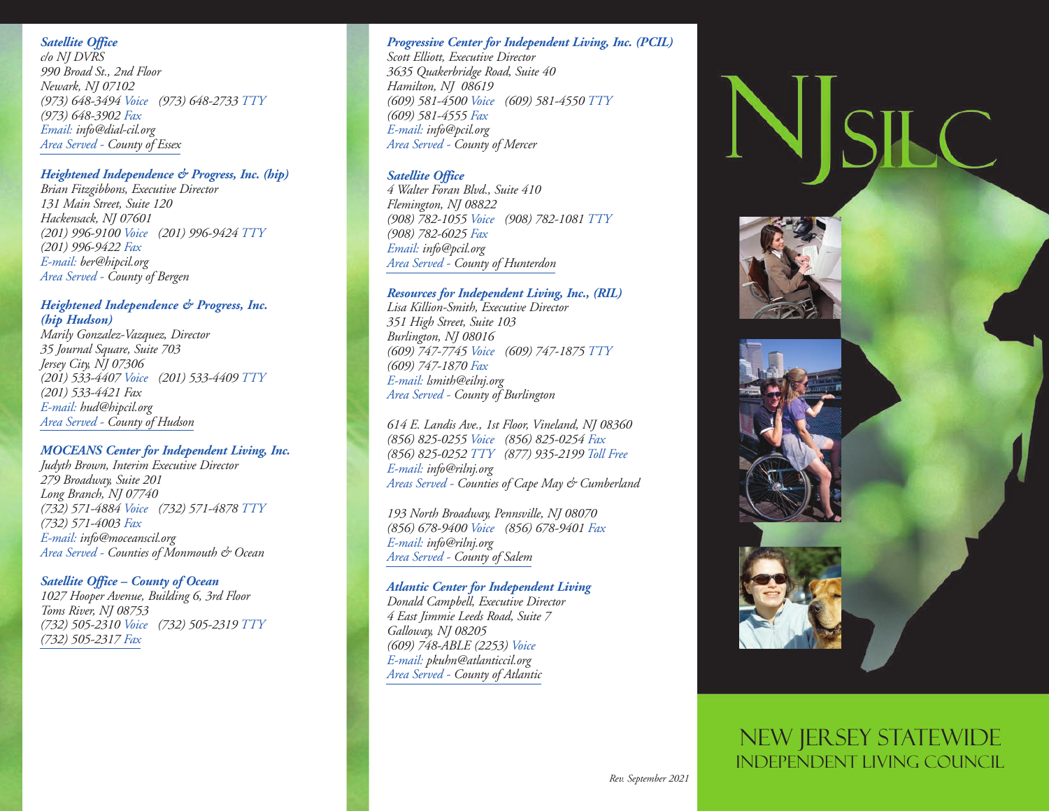***Satellite Office***
*c/o NJ DVRS*
*990 Broad St., 2nd Floor*
*Newark, NJ 07102*
*(973) 648-3494 Voice (973) 648-2733 TTY*
*(973) 648-3902 Fax*
*Email: info@dial-cil.org*
*Area Served - County of Essex*

***Heightened Independence & Progress, Inc. (hip)***
*Brian Fitzgibbons, Executive Director*
*131 Main Street, Suite 120*
*Hackensack, NJ 07601*
*(201) 996-9100 Voice (201) 996-9424 TTY*
*(201) 996-9422 Fax*
*E-mail: ber@hipcil.org*
*Area Served - County of Bergen*

***Heightened Independence & Progress, Inc. (hip Hudson)***
*Marily Gonzalez-Vazquez, Director*
*35 Journal Square, Suite 703*
*Jersey City, NJ 07306*
*(201) 533-4407 Voice (201) 533-4409 TTY*
*(201) 533-4421 Fax*
*E-mail: hud@hipcil.org*
*Area Served - County of Hudson*

***MOCEANS Center for Independent Living, Inc.***
*Judyth Brown, Interim Executive Director*
*279 Broadway, Suite 201*
*Long Branch, NJ 07740*
*(732) 571-4884 Voice (732) 571-4878 TTY*
*(732) 571-4003 Fax*
*E-mail: info@moceanscil.org*
*Area Served - Counties of Monmouth & Ocean*

***Satellite Office – County of Ocean***
*1027 Hooper Avenue, Building 6, 3rd Floor*
*Toms River, NJ 08753*
*(732) 505-2310 Voice (732) 505-2319 TTY*
*(732) 505-2317 Fax*

***Progressive Center for Independent Living, Inc. (PCIL)***
*Scott Elliott, Executive Director*
*3635 Quakerbridge Road, Suite 40*
*Hamilton, NJ 08619*
*(609) 581-4500 Voice (609) 581-4550 TTY*
*(609) 581-4555 Fax*
*E-mail: info@pcil.org*
*Area Served - County of Mercer*

***Satellite Office***
*4 Walter Foran Blvd., Suite 410*
*Flemington, NJ 08822*
*(908) 782-1055 Voice (908) 782-1081 TTY*
*(908) 782-6025 Fax*
*Email: info@pcil.org*
*Area Served - County of Hunterdon*

***Resources for Independent Living, Inc., (RIL)***
*Lisa Killion-Smith, Executive Director*
*351 High Street, Suite 103*
*Burlington, NJ 08016*
*(609) 747-7745 Voice (609) 747-1875 TTY*
*(609) 747-1870 Fax*
*E-mail: lsmith@eilnj.org*
*Area Served - County of Burlington*

*614 E. Landis Ave., 1st Floor, Vineland, NJ 08360*
*(856) 825-0255 Voice (856) 825-0254 Fax*
*(856) 825-0252 TTY (877) 935-2199 Toll Free*
*E-mail: info@rilnj.org*
*Areas Served - Counties of Cape May & Cumberland*

*193 North Broadway, Pennsville, NJ 08070*
*(856) 678-9400 Voice (856) 678-9401 Fax*
*E-mail: info@rilnj.org*
*Area Served - County of Salem*

***Atlantic Center for Independent Living***
*Donald Campbell, Executive Director*
*4 East Jimmie Leeds Road, Suite 7*
*Galloway, NJ 08205*
*(609) 748-ABLE (2253) Voice*
*E-mail: pkuhn@atlanticcil.org*
*Area Served - County of Atlantic*

*Rev. September 2021*

# NJSILC

## NEW JERSEY STATEWIDE INDEPENDENT LIVING COUNCIL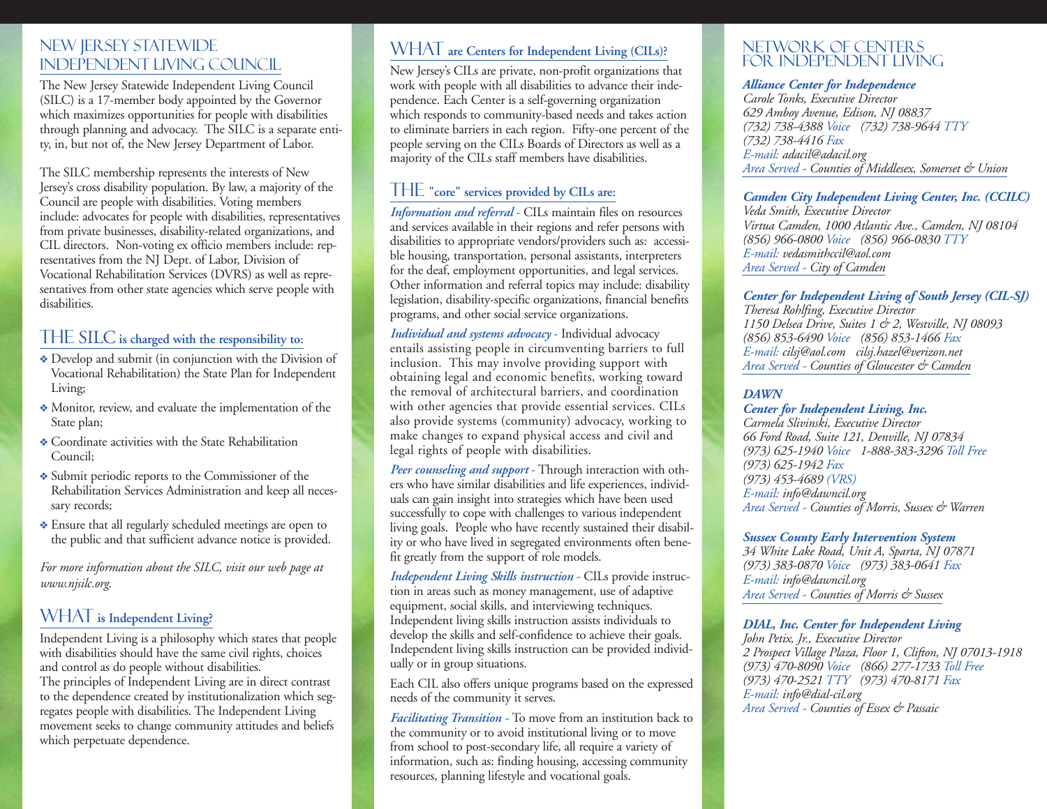## NEW JERSEY STATEWIDE INDEPENDENT LIVING COUNCIL

The New Jersey Statewide Independent Living Council (SILC) is a 17-member body appointed by the Governor which maximizes opportunities for people with disabilities through planning and advocacy. The SILC is a separate entity, in, but not of, the New Jersey Department of Labor.

The SILC membership represents the interests of New Jersey's cross disability population. By law, a majority of the Council are people with disabilities. Voting members include: advocates for people with disabilities, representatives from private businesses, disability-related organizations, and CIL directors. Non-voting ex officio members include: representatives from the NJ Dept. of Labor, Division of Vocational Rehabilitation Services (DVRS) as well as representatives from other state agencies which serve people with disabilities.

## THE SILC is charged with the responsibility to:

- Develop and submit (in conjunction with the Division of Vocational Rehabilitation) the State Plan for Independent Living;
- Monitor, review, and evaluate the implementation of the State plan;
- Coordinate activities with the State Rehabilitation Council;
- Submit periodic reports to the Commissioner of the Rehabilitation Services Administration and keep all necessary records;
- Ensure that all regularly scheduled meetings are open to the public and that sufficient advance notice is provided.

*For more information about the SILC, visit our web page at www.njsilc.org.*

## WHAT is Independent Living?

Independent Living is a philosophy which states that people with disabilities should have the same civil rights, choices and control as do people without disabilities.
The principles of Independent Living are in direct contrast to the dependence created by institutionalization which segregates people with disabilities. The Independent Living movement seeks to change community attitudes and beliefs which perpetuate dependence.

## WHAT are Centers for Independent Living (CILs)?

New Jersey's CILs are private, non-profit organizations that work with people with all disabilities to advance their independence. Each Center is a self-governing organization which responds to community-based needs and takes action to eliminate barriers in each region. Fifty-one percent of the people serving on the CILs Boards of Directors as well as a majority of the CILs staff members have disabilities.

## THE "core" services provided by CILs are:

***Information and referral*** - CILs maintain files on resources and services available in their regions and refer persons with disabilities to appropriate vendors/providers such as: accessible housing, transportation, personal assistants, interpreters for the deaf, employment opportunities, and legal services. Other information and referral topics may include: disability legislation, disability-specific organizations, financial benefits programs, and other social service organizations.

***Individual and systems advocacy*** - Individual advocacy entails assisting people in circumventing barriers to full inclusion. This may involve providing support with obtaining legal and economic benefits, working toward the removal of architectural barriers, and coordination with other agencies that provide essential services. CILs also provide systems (community) advocacy, working to make changes to expand physical access and civil and legal rights of people with disabilities.

***Peer counseling and support*** - Through interaction with others who have similar disabilities and life experiences, individuals can gain insight into strategies which have been used successfully to cope with challenges to various independent living goals. People who have recently sustained their disability or who have lived in segregated environments often benefit greatly from the support of role models.

***Independent Living Skills instruction*** - CILs provide instruction in areas such as money management, use of adaptive equipment, social skills, and interviewing techniques. Independent living skills instruction assists individuals to develop the skills and self-confidence to achieve their goals. Independent living skills instruction can be provided individually or in group situations.

Each CIL also offers unique programs based on the expressed needs of the community it serves.

***Facilitating Transition*** - To move from an institution back to the community or to avoid institutional living or to move from school to post-secondary life, all require a variety of information, such as: finding housing, accessing community resources, planning lifestyle and vocational goals.

## NETWORK OF CENTERS FOR INDEPENDENT LIVING

***Alliance Center for Independence***
*Carole Tonks, Executive Director*
*629 Amboy Avenue, Edison, NJ 08837*
*(732) 738-4388 Voice (732) 738-9644 TTY*
*(732) 738-4416 Fax*
*E-mail: adacil@adacil.org*
*Area Served - Counties of Middlesex, Somerset & Union*

***Camden City Independent Living Center, Inc. (CCILC)***
*Veda Smith, Executive Director*
*Virtua Camden, 1000 Atlantic Ave., Camden, NJ 08104*
*(856) 966-0800 Voice (856) 966-0830 TTY*
*E-mail: vedasmithccil@aol.com*
*Area Served - City of Camden*

***Center for Independent Living of South Jersey (CIL-SJ)***
*Theresa Rohlfing, Executive Director*
*1150 Delsea Drive, Suites 1 & 2, Westville, NJ 08093*
*(856) 853-6490 Voice (856) 853-1466 Fax*
*E-mail: cilsj@aol.com cilsj.hazel@verizon.net*
*Area Served - Counties of Gloucester & Camden*

***DAWN***
***Center for Independent Living, Inc.***
*Carmela Slivinski, Executive Director*
*66 Ford Road, Suite 121, Denville, NJ 07834*
*(973) 625-1940 Voice 1-888-383-3296 Toll Free*
*(973) 625-1942 Fax*
*(973) 453-4689 (VRS)*
*E-mail: info@dawncil.org*
*Area Served - Counties of Morris, Sussex & Warren*

***Sussex County Early Intervention System***
*34 White Lake Road, Unit A, Sparta, NJ 07871*
*(973) 383-0870 Voice (973) 383-0641 Fax*
*E-mail: info@dawncil.org*
*Area Served - Counties of Morris & Sussex*

***DIAL, Inc. Center for Independent Living***
*John Petix, Jr., Executive Director*
*2 Prospect Village Plaza, Floor 1, Clifton, NJ 07013-1918*
*(973) 470-8090 Voice (866) 277-1733 Toll Free*
*(973) 470-2521 TTY (973) 470-8171 Fax*
*E-mail: info@dial-cil.org*
*Area Served - Counties of Essex & Passaic*